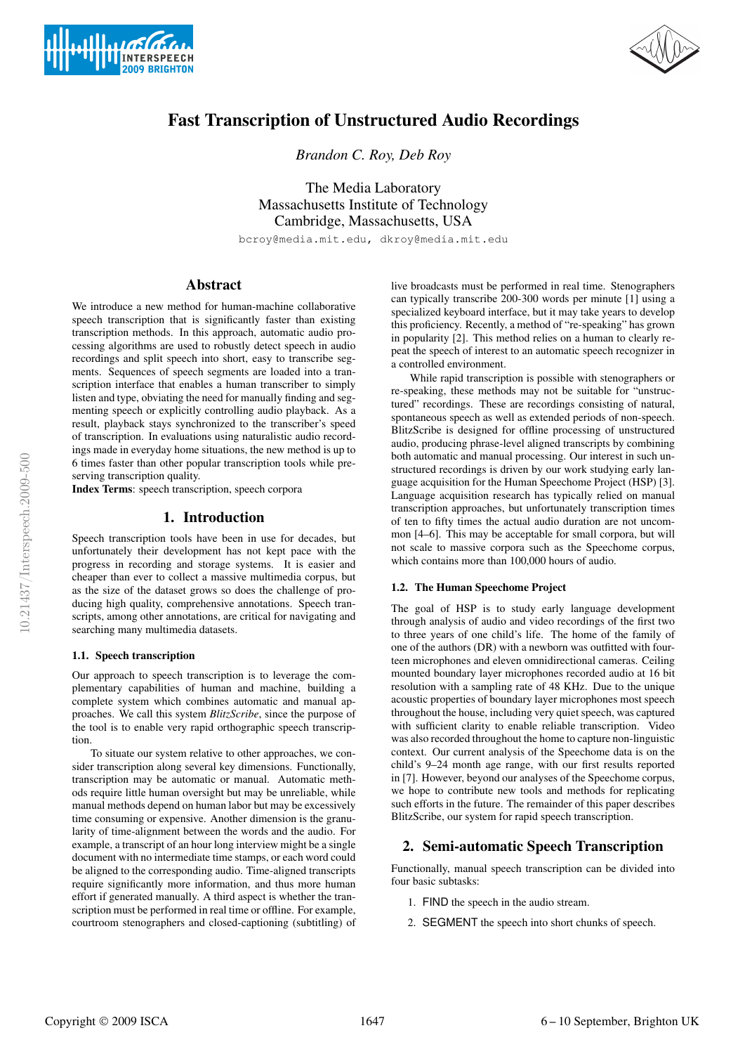# Fast Transcription of Unstructured Audio Recordings

*Brandon C. Roy, Deb Roy*

The Media Laboratory
Massachusetts Institute of Technology
Cambridge, Massachusetts, USA

bcroy@media.mit.edu, dkroy@media.mit.edu

## Abstract

We introduce a new method for human-machine collaborative speech transcription that is significantly faster than existing transcription methods. In this approach, automatic audio processing algorithms are used to robustly detect speech in audio recordings and split speech into short, easy to transcribe segments. Sequences of speech segments are loaded into a transcription interface that enables a human transcriber to simply listen and type, obviating the need for manually finding and segmenting speech or explicitly controlling audio playback. As a result, playback stays synchronized to the transcriber's speed of transcription. In evaluations using naturalistic audio recordings made in everyday home situations, the new method is up to 6 times faster than other popular transcription tools while preserving transcription quality.

**Index Terms**: speech transcription, speech corpora

## 1. Introduction

Speech transcription tools have been in use for decades, but unfortunately their development has not kept pace with the progress in recording and storage systems. It is easier and cheaper than ever to collect a massive multimedia corpus, but as the size of the dataset grows so does the challenge of producing high quality, comprehensive annotations. Speech transcripts, among other annotations, are critical for navigating and searching many multimedia datasets.

### 1.1. Speech transcription

Our approach to speech transcription is to leverage the complementary capabilities of human and machine, building a complete system which combines automatic and manual approaches. We call this system *BlitzScribe*, since the purpose of the tool is to enable very rapid orthographic speech transcription.

To situate our system relative to other approaches, we consider transcription along several key dimensions. Functionally, transcription may be automatic or manual. Automatic methods require little human oversight but may be unreliable, while manual methods depend on human labor but may be excessively time consuming or expensive. Another dimension is the granularity of time-alignment between the words and the audio. For example, a transcript of an hour long interview might be a single document with no intermediate time stamps, or each word could be aligned to the corresponding audio. Time-aligned transcripts require significantly more information, and thus more human effort if generated manually. A third aspect is whether the transcription must be performed in real time or offline. For example, courtroom stenographers and closed-captioning (subtitling) of live broadcasts must be performed in real time. Stenographers can typically transcribe 200-300 words per minute [1] using a specialized keyboard interface, but it may take years to develop this proficiency. Recently, a method of "re-speaking" has grown in popularity [2]. This method relies on a human to clearly repeat the speech of interest to an automatic speech recognizer in a controlled environment.

While rapid transcription is possible with stenographers or re-speaking, these methods may not be suitable for "unstructured" recordings. These are recordings consisting of natural, spontaneous speech as well as extended periods of non-speech. BlitzScribe is designed for offline processing of unstructured audio, producing phrase-level aligned transcripts by combining both automatic and manual processing. Our interest in such unstructured recordings is driven by our work studying early language acquisition for the Human Speechome Project (HSP) [3]. Language acquisition research has typically relied on manual transcription approaches, but unfortunately transcription times of ten to fifty times the actual audio duration are not uncommon [4–6]. This may be acceptable for small corpora, but will not scale to massive corpora such as the Speechome corpus, which contains more than 100,000 hours of audio.

### 1.2. The Human Speechome Project

The goal of HSP is to study early language development through analysis of audio and video recordings of the first two to three years of one child's life. The home of the family of one of the authors (DR) with a newborn was outfitted with fourteen microphones and eleven omnidirectional cameras. Ceiling mounted boundary layer microphones recorded audio at 16 bit resolution with a sampling rate of 48 KHz. Due to the unique acoustic properties of boundary layer microphones most speech throughout the house, including very quiet speech, was captured with sufficient clarity to enable reliable transcription. Video was also recorded throughout the home to capture non-linguistic context. Our current analysis of the Speechome data is on the child's 9–24 month age range, with our first results reported in [7]. However, beyond our analyses of the Speechome corpus, we hope to contribute new tools and methods for replicating such efforts in the future. The remainder of this paper describes BlitzScribe, our system for rapid speech transcription.

## 2. Semi-automatic Speech Transcription

Functionally, manual speech transcription can be divided into four basic subtasks:

1. FIND the speech in the audio stream.
2. SEGMENT the speech into short chunks of speech.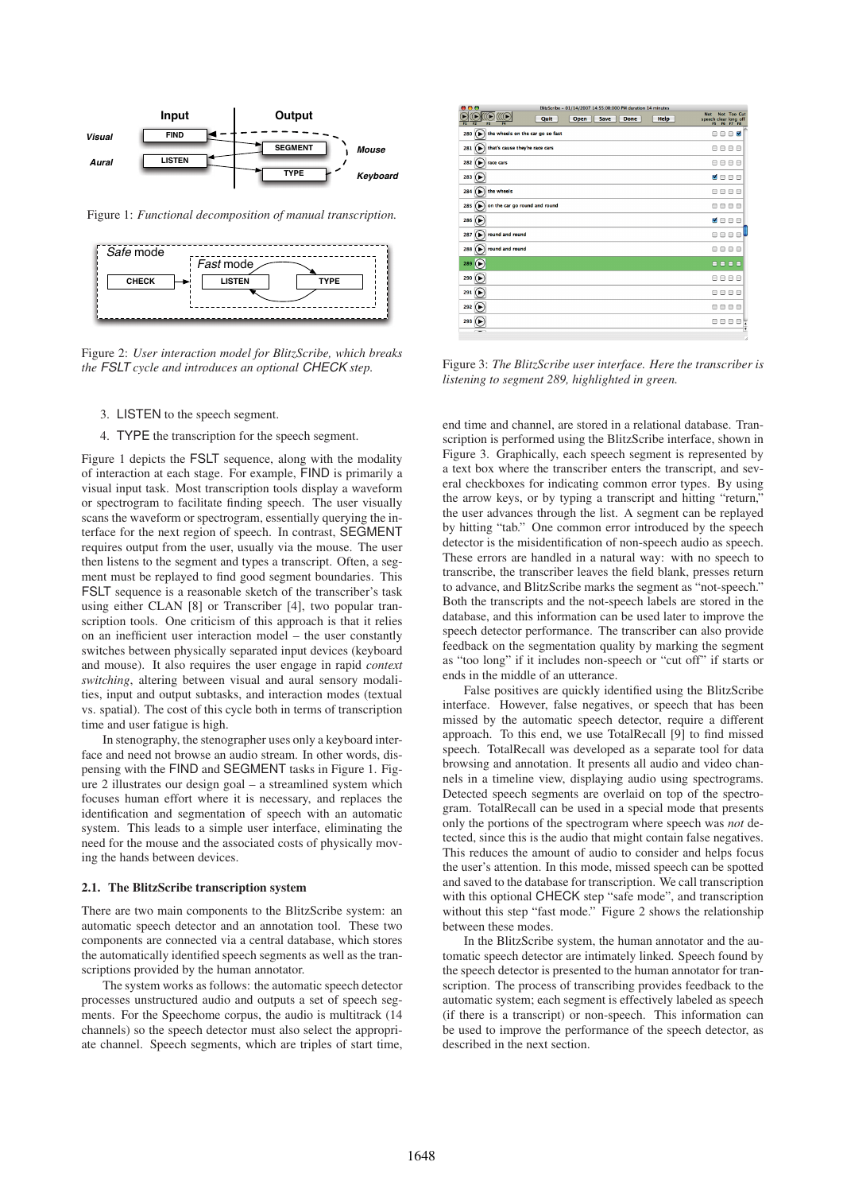Figure 1: *Functional decomposition of manual transcription.*

Figure 2: *User interaction model for BlitzScribe, which breaks the FSLT cycle and introduces an optional CHECK step.*

3. LISTEN to the speech segment.
4. TYPE the transcription for the speech segment.

Figure 1 depicts the FSLT sequence, along with the modality of interaction at each stage. For example, FIND is primarily a visual input task. Most transcription tools display a waveform or spectrogram to facilitate finding speech. The user visually scans the waveform or spectrogram, essentially querying the interface for the next region of speech. In contrast, SEGMENT requires output from the user, usually via the mouse. The user then listens to the segment and types a transcript. Often, a segment must be replayed to find good segment boundaries. This FSLT sequence is a reasonable sketch of the transcriber's task using either CLAN [8] or Transcriber [4], two popular transcription tools. One criticism of this approach is that it relies on an inefficient user interaction model – the user constantly switches between physically separated input devices (keyboard and mouse). It also requires the user engage in rapid *context switching*, altering between visual and aural sensory modalities, input and output subtasks, and interaction modes (textual vs. spatial). The cost of this cycle both in terms of transcription time and user fatigue is high.

In stenography, the stenographer uses only a keyboard interface and need not browse an audio stream. In other words, dispensing with the FIND and SEGMENT tasks in Figure 1. Figure 2 illustrates our design goal – a streamlined system which focuses human effort where it is necessary, and replaces the identification and segmentation of speech with an automatic system. This leads to a simple user interface, eliminating the need for the mouse and the associated costs of physically moving the hands between devices.

### 2.1. The BlitzScribe transcription system

There are two main components to the BlitzScribe system: an automatic speech detector and an annotation tool. These two components are connected via a central database, which stores the automatically identified speech segments as well as the transcriptions provided by the human annotator.

The system works as follows: the automatic speech detector processes unstructured audio and outputs a set of speech segments. For the Speechome corpus, the audio is multitrack (14 channels) so the speech detector must also select the appropriate channel. Speech segments, which are triples of start time, end time and channel, are stored in a relational database. Transcription is performed using the BlitzScribe interface, shown in Figure 3. Graphically, each speech segment is represented by a text box where the transcriber enters the transcript, and several checkboxes for indicating common error types. By using the arrow keys, or by typing a transcript and hitting "return," the user advances through the list. A segment can be replayed by hitting "tab." One common error introduced by the speech detector is the misidentification of non-speech audio as speech. These errors are handled in a natural way: with no speech to transcribe, the transcriber leaves the field blank, presses return to advance, and BlitzScribe marks the segment as "not-speech." Both the transcripts and the not-speech labels are stored in the database, and this information can be used later to improve the speech detector performance. The transcriber can also provide feedback on the segmentation quality by marking the segment as "too long" if it includes non-speech or "cut off" if starts or ends in the middle of an utterance.

Figure 3: *The BlitzScribe user interface. Here the transcriber is listening to segment 289, highlighted in green.*

False positives are quickly identified using the BlitzScribe interface. However, false negatives, or speech that has been missed by the automatic speech detector, require a different approach. To this end, we use TotalRecall [9] to find missed speech. TotalRecall was developed as a separate tool for data browsing and annotation. It presents all audio and video channels in a timeline view, displaying audio using spectrograms. Detected speech segments are overlaid on top of the spectrogram. TotalRecall can be used in a special mode that presents only the portions of the spectrogram where speech was *not* detected, since this is the audio that might contain false negatives. This reduces the amount of audio to consider and helps focus the user's attention. In this mode, missed speech can be spotted and saved to the database for transcription. We call transcription with this optional CHECK step "safe mode", and transcription without this step "fast mode." Figure 2 shows the relationship between these modes.

In the BlitzScribe system, the human annotator and the automatic speech detector are intimately linked. Speech found by the speech detector is presented to the human annotator for transcription. The process of transcribing provides feedback to the automatic system; each segment is effectively labeled as speech (if there is a transcript) or non-speech. This information can be used to improve the performance of the speech detector, as described in the next section.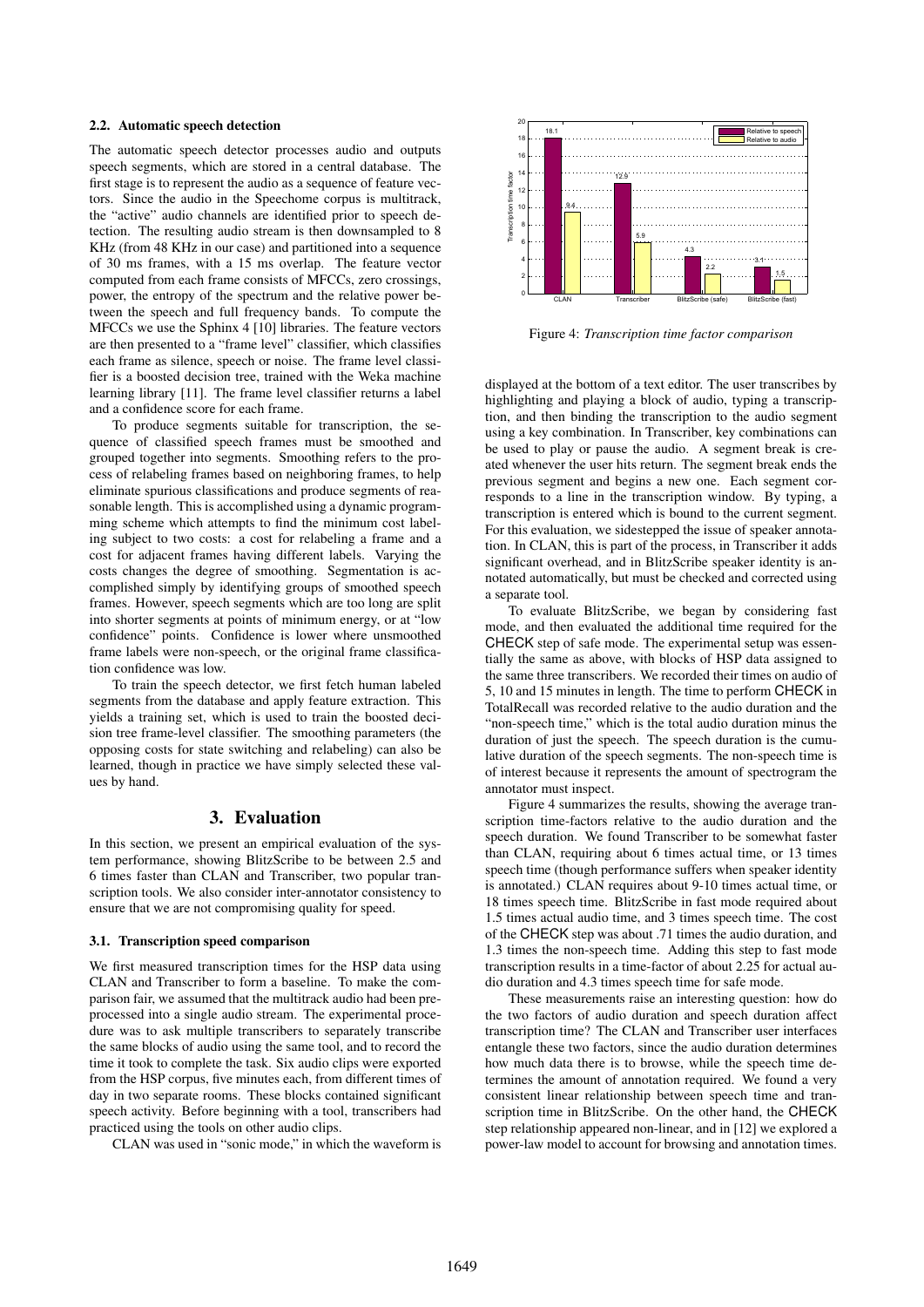### 2.2. Automatic speech detection

The automatic speech detector processes audio and outputs speech segments, which are stored in a central database. The first stage is to represent the audio as a sequence of feature vectors. Since the audio in the Speechome corpus is multitrack, the "active" audio channels are identified prior to speech detection. The resulting audio stream is then downsampled to 8 KHz (from 48 KHz in our case) and partitioned into a sequence of 30 ms frames, with a 15 ms overlap. The feature vector computed from each frame consists of MFCCs, zero crossings, power, the entropy of the spectrum and the relative power between the speech and full frequency bands. To compute the MFCCs we use the Sphinx 4 [10] libraries. The feature vectors are then presented to a "frame level" classifier, which classifies each frame as silence, speech or noise. The frame level classifier is a boosted decision tree, trained with the Weka machine learning library [11]. The frame level classifier returns a label and a confidence score for each frame.

To produce segments suitable for transcription, the sequence of classified speech frames must be smoothed and grouped together into segments. Smoothing refers to the process of relabeling frames based on neighboring frames, to help eliminate spurious classifications and produce segments of reasonable length. This is accomplished using a dynamic programming scheme which attempts to find the minimum cost labeling subject to two costs: a cost for relabeling a frame and a cost for adjacent frames having different labels. Varying the costs changes the degree of smoothing. Segmentation is accomplished simply by identifying groups of smoothed speech frames. However, speech segments which are too long are split into shorter segments at points of minimum energy, or at "low confidence" points. Confidence is lower where unsmoothed frame labels were non-speech, or the original frame classification confidence was low.

To train the speech detector, we first fetch human labeled segments from the database and apply feature extraction. This yields a training set, which is used to train the boosted decision tree frame-level classifier. The smoothing parameters (the opposing costs for state switching and relabeling) can also be learned, though in practice we have simply selected these values by hand.

## 3. Evaluation

In this section, we present an empirical evaluation of the system performance, showing BlitzScribe to be between 2.5 and 6 times faster than CLAN and Transcriber, two popular transcription tools. We also consider inter-annotator consistency to ensure that we are not compromising quality for speed.

### 3.1. Transcription speed comparison

We first measured transcription times for the HSP data using CLAN and Transcriber to form a baseline. To make the comparison fair, we assumed that the multitrack audio had been preprocessed into a single audio stream. The experimental procedure was to ask multiple transcribers to separately transcribe the same blocks of audio using the same tool, and to record the time it took to complete the task. Six audio clips were exported from the HSP corpus, five minutes each, from different times of day in two separate rooms. These blocks contained significant speech activity. Before beginning with a tool, transcribers had practiced using the tools on other audio clips.

CLAN was used in "sonic mode," in which the waveform is displayed at the bottom of a text editor. The user transcribes by highlighting and playing a block of audio, typing a transcription, and then binding the transcription to the audio segment using a key combination. In Transcriber, key combinations can be used to play or pause the audio. A segment break is created whenever the user hits return. The segment break ends the previous segment and begins a new one. Each segment corresponds to a line in the transcription window. By typing, a transcription is entered which is bound to the current segment. For this evaluation, we sidestepped the issue of speaker annotation. In CLAN, this is part of the process, in Transcriber it adds significant overhead, and in BlitzScribe speaker identity is annotated automatically, but must be checked and corrected using a separate tool.

| Tool | Relative to speech | Relative to audio |
|---|---|---|
| CLAN | 18.1 | 9.4 |
| Transcriber | 12.9 | 5.9 |
| BlitzScribe (safe) | 4.3 | 2.2 |
| BlitzScribe (fast) | 3.1 | 1.5 |

Figure 4: *Transcription time factor comparison*

To evaluate BlitzScribe, we began by considering fast mode, and then evaluated the additional time required for the CHECK step of safe mode. The experimental setup was essentially the same as above, with blocks of HSP data assigned to the same three transcribers. We recorded their times on audio of 5, 10 and 15 minutes in length. The time to perform CHECK in TotalRecall was recorded relative to the audio duration and the "non-speech time," which is the total audio duration minus the duration of just the speech. The speech duration is the cumulative duration of the speech segments. The non-speech time is of interest because it represents the amount of spectrogram the annotator must inspect.

Figure 4 summarizes the results, showing the average transcription time-factors relative to the audio duration and the speech duration. We found Transcriber to be somewhat faster than CLAN, requiring about 6 times actual time, or 13 times speech time (though performance suffers when speaker identity is annotated.) CLAN requires about 9-10 times actual time, or 18 times speech time. BlitzScribe in fast mode required about 1.5 times actual audio time, and 3 times speech time. The cost of the CHECK step was about .71 times the audio duration, and 1.3 times the non-speech time. Adding this step to fast mode transcription results in a time-factor of about 2.25 for actual audio duration and 4.3 times speech time for safe mode.

These measurements raise an interesting question: how do the two factors of audio duration and speech duration affect transcription time? The CLAN and Transcriber user interfaces entangle these two factors, since the audio duration determines how much data there is to browse, while the speech time determines the amount of annotation required. We found a very consistent linear relationship between speech time and transcription time in BlitzScribe. On the other hand, the CHECK step relationship appeared non-linear, and in [12] we explored a power-law model to account for browsing and annotation times.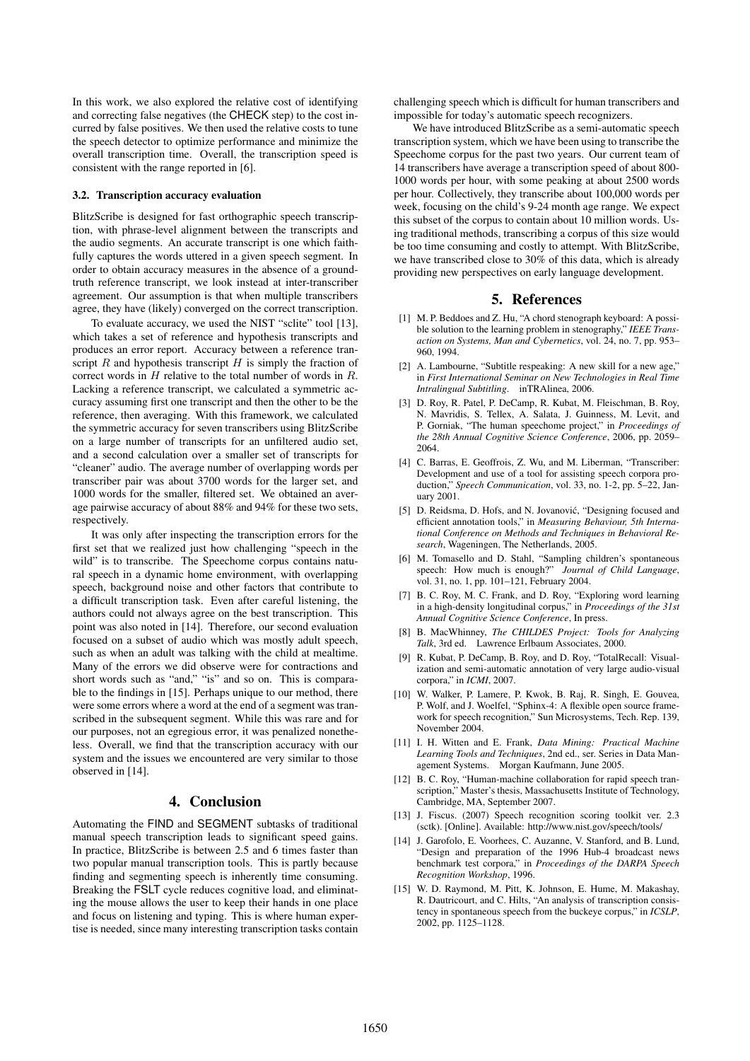In this work, we also explored the relative cost of identifying and correcting false negatives (the CHECK step) to the cost incurred by false positives. We then used the relative costs to tune the speech detector to optimize performance and minimize the overall transcription time. Overall, the transcription speed is consistent with the range reported in [6].

### 3.2. Transcription accuracy evaluation

BlitzScribe is designed for fast orthographic speech transcription, with phrase-level alignment between the transcripts and the audio segments. An accurate transcript is one which faithfully captures the words uttered in a given speech segment. In order to obtain accuracy measures in the absence of a ground-truth reference transcript, we look instead at inter-transcriber agreement. Our assumption is that when multiple transcribers agree, they have (likely) converged on the correct transcription.

To evaluate accuracy, we used the NIST "sclite" tool [13], which takes a set of reference and hypothesis transcripts and produces an error report. Accuracy between a reference transcript $R$ and hypothesis transcript $H$ is simply the fraction of correct words in $H$ relative to the total number of words in $R$. Lacking a reference transcript, we calculated a symmetric accuracy assuming first one transcript and then the other to be the reference, then averaging. With this framework, we calculated the symmetric accuracy for seven transcribers using BlitzScribe on a large number of transcripts for an unfiltered audio set, and a second calculation over a smaller set of transcripts for "cleaner" audio. The average number of overlapping words per transcriber pair was about 3700 words for the larger set, and 1000 words for the smaller, filtered set. We obtained an average pairwise accuracy of about 88% and 94% for these two sets, respectively.

It was only after inspecting the transcription errors for the first set that we realized just how challenging "speech in the wild" is to transcribe. The Speechome corpus contains natural speech in a dynamic home environment, with overlapping speech, background noise and other factors that contribute to a difficult transcription task. Even after careful listening, the authors could not always agree on the best transcription. This point was also noted in [14]. Therefore, our second evaluation focused on a subset of audio which was mostly adult speech, such as when an adult was talking with the child at mealtime. Many of the errors we did observe were for contractions and short words such as "and," "is" and so on. This is comparable to the findings in [15]. Perhaps unique to our method, there were some errors where a word at the end of a segment was transcribed in the subsequent segment. While this was rare and for our purposes, not an egregious error, it was penalized nonetheless. Overall, we find that the transcription accuracy with our system and the issues we encountered are very similar to those observed in [14].

## 4. Conclusion

Automating the FIND and SEGMENT subtasks of traditional manual speech transcription leads to significant speed gains. In practice, BlitzScribe is between 2.5 and 6 times faster than two popular manual transcription tools. This is partly because finding and segmenting speech is inherently time consuming. Breaking the FSLT cycle reduces cognitive load, and eliminating the mouse allows the user to keep their hands in one place and focus on listening and typing. This is where human expertise is needed, since many interesting transcription tasks contain challenging speech which is difficult for human transcribers and impossible for today's automatic speech recognizers.

We have introduced BlitzScribe as a semi-automatic speech transcription system, which we have been using to transcribe the Speechome corpus for the past two years. Our current team of 14 transcribers have average a transcription speed of about 800-1000 words per hour, with some peaking at about 2500 words per hour. Collectively, they transcribe about 100,000 words per week, focusing on the child's 9-24 month age range. We expect this subset of the corpus to contain about 10 million words. Using traditional methods, transcribing a corpus of this size would be too time consuming and costly to attempt. With BlitzScribe, we have transcribed close to 30% of this data, which is already providing new perspectives on early language development.

## 5. References

[1] M. P. Beddoes and Z. Hu, "A chord stenograph keyboard: A possible solution to the learning problem in stenography," *IEEE Transaction on Systems, Man and Cybernetics*, vol. 24, no. 7, pp. 953–960, 1994.

[2] A. Lambourne, "Subtitle respeaking: A new skill for a new age," in *First International Seminar on New Technologies in Real Time Intralingual Subtitling*. inTRAlinea, 2006.

[3] D. Roy, R. Patel, P. DeCamp, R. Kubat, M. Fleischman, B. Roy, N. Mavridis, S. Tellex, A. Salata, J. Guinness, M. Levit, and P. Gorniak, "The human speechome project," in *Proceedings of the 28th Annual Cognitive Science Conference*, 2006, pp. 2059–2064.

[4] C. Barras, E. Geoffrois, Z. Wu, and M. Liberman, "Transcriber: Development and use of a tool for assisting speech corpora production," *Speech Communication*, vol. 33, no. 1-2, pp. 5–22, January 2001.

[5] D. Reidsma, D. Hofs, and N. Jovanović, "Designing focused and efficient annotation tools," in *Measuring Behaviour, 5th International Conference on Methods and Techniques in Behavioral Research*, Wageningen, The Netherlands, 2005.

[6] M. Tomasello and D. Stahl, "Sampling children's spontaneous speech: How much is enough?" *Journal of Child Language*, vol. 31, no. 1, pp. 101–121, February 2004.

[7] B. C. Roy, M. C. Frank, and D. Roy, "Exploring word learning in a high-density longitudinal corpus," in *Proceedings of the 31st Annual Cognitive Science Conference*, In press.

[8] B. MacWhinney, *The CHILDES Project: Tools for Analyzing Talk*, 3rd ed. Lawrence Erlbaum Associates, 2000.

[9] R. Kubat, P. DeCamp, B. Roy, and D. Roy, "TotalRecall: Visualization and semi-automatic annotation of very large audio-visual corpora," in *ICMI*, 2007.

[10] W. Walker, P. Lamere, P. Kwok, B. Raj, R. Singh, E. Gouvea, P. Wolf, and J. Woelfel, "Sphinx-4: A flexible open source framework for speech recognition," Sun Microsystems, Tech. Rep. 139, November 2004.

[11] I. H. Witten and E. Frank, *Data Mining: Practical Machine Learning Tools and Techniques*, 2nd ed., ser. Series in Data Management Systems. Morgan Kaufmann, June 2005.

[12] B. C. Roy, "Human-machine collaboration for rapid speech transcription," Master's thesis, Massachusetts Institute of Technology, Cambridge, MA, September 2007.

[13] J. Fiscus. (2007) Speech recognition scoring toolkit ver. 2.3 (sctk). [Online]. Available: http://www.nist.gov/speech/tools/

[14] J. Garofolo, E. Voorhees, C. Auzanne, V. Stanford, and B. Lund, "Design and preparation of the 1996 Hub-4 broadcast news benchmark test corpora," in *Proceedings of the DARPA Speech Recognition Workshop*, 1996.

[15] W. D. Raymond, M. Pitt, K. Johnson, E. Hume, M. Makashay, R. Dautricourt, and C. Hilts, "An analysis of transcription consistency in spontaneous speech from the buckeye corpus," in *ICSLP*, 2002, pp. 1125–1128.